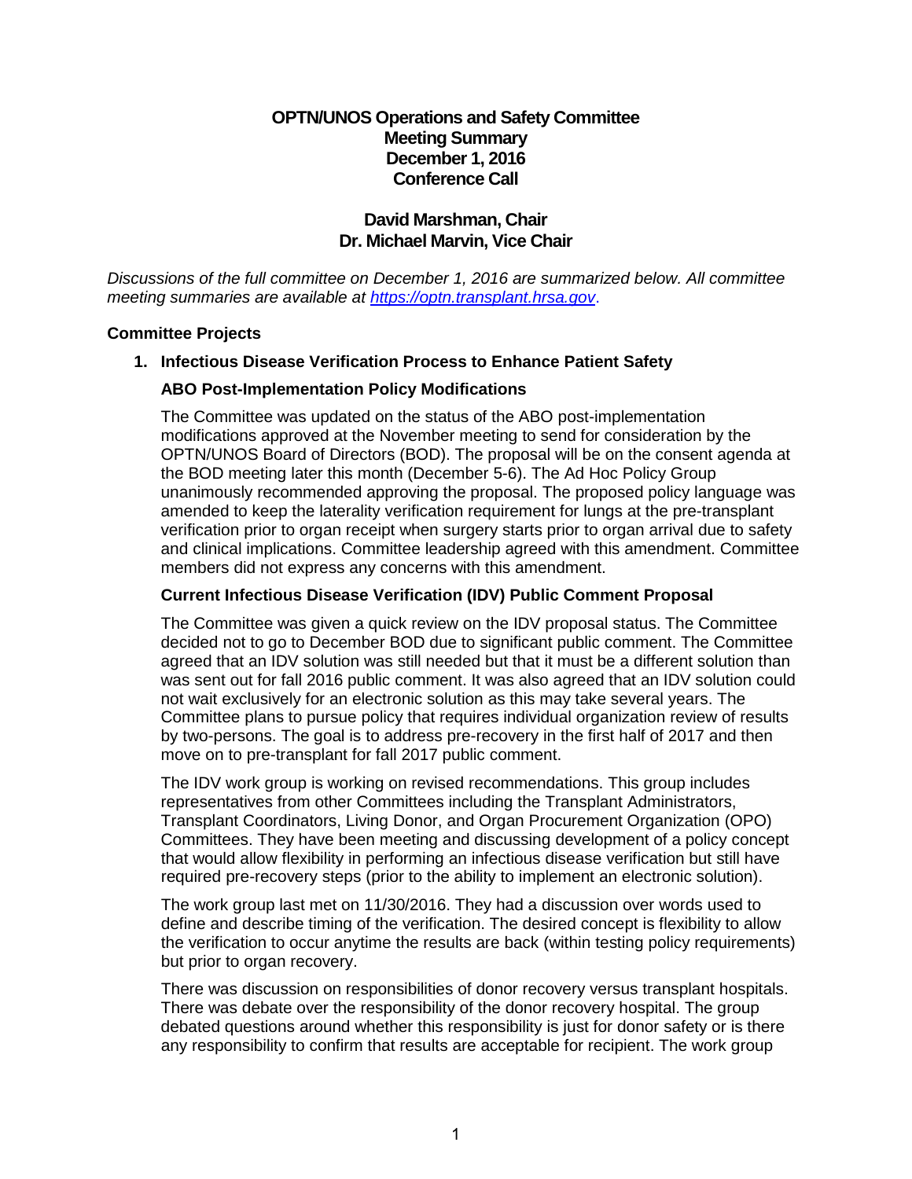# OPTN/UNOS Operations and Safety Committee
## Meeting Summary
## December 1, 2016
## Conference Call

**David Marshman, Chair**
**Dr. Michael Marvin, Vice Chair**

*Discussions of the full committee on December 1, 2016 are summarized below. All committee meeting summaries are available at [https://optn.transplant.hrsa.gov](https://optn.transplant.hrsa.gov).*

### Committee Projects

1. **Infectious Disease Verification Process to Enhance Patient Safety**

   **ABO Post-Implementation Policy Modifications**

   The Committee was updated on the status of the ABO post-implementation modifications approved at the November meeting to send for consideration by the OPTN/UNOS Board of Directors (BOD). The proposal will be on the consent agenda at the BOD meeting later this month (December 5-6). The Ad Hoc Policy Group unanimously recommended approving the proposal. The proposed policy language was amended to keep the laterality verification requirement for lungs at the pre-transplant verification prior to organ receipt when surgery starts prior to organ arrival due to safety and clinical implications. Committee leadership agreed with this amendment. Committee members did not express any concerns with this amendment.

   **Current Infectious Disease Verification (IDV) Public Comment Proposal**

   The Committee was given a quick review on the IDV proposal status. The Committee decided not to go to December BOD due to significant public comment. The Committee agreed that an IDV solution was still needed but that it must be a different solution than was sent out for fall 2016 public comment. It was also agreed that an IDV solution could not wait exclusively for an electronic solution as this may take several years. The Committee plans to pursue policy that requires individual organization review of results by two-persons. The goal is to address pre-recovery in the first half of 2017 and then move on to pre-transplant for fall 2017 public comment.

   The IDV work group is working on revised recommendations. This group includes representatives from other Committees including the Transplant Administrators, Transplant Coordinators, Living Donor, and Organ Procurement Organization (OPO) Committees. They have been meeting and discussing development of a policy concept that would allow flexibility in performing an infectious disease verification but still have required pre-recovery steps (prior to the ability to implement an electronic solution).

   The work group last met on 11/30/2016. They had a discussion over words used to define and describe timing of the verification. The desired concept is flexibility to allow the verification to occur anytime the results are back (within testing policy requirements) but prior to organ recovery.

   There was discussion on responsibilities of donor recovery versus transplant hospitals. There was debate over the responsibility of the donor recovery hospital. The group debated questions around whether this responsibility is just for donor safety or is there any responsibility to confirm that results are acceptable for recipient. The work group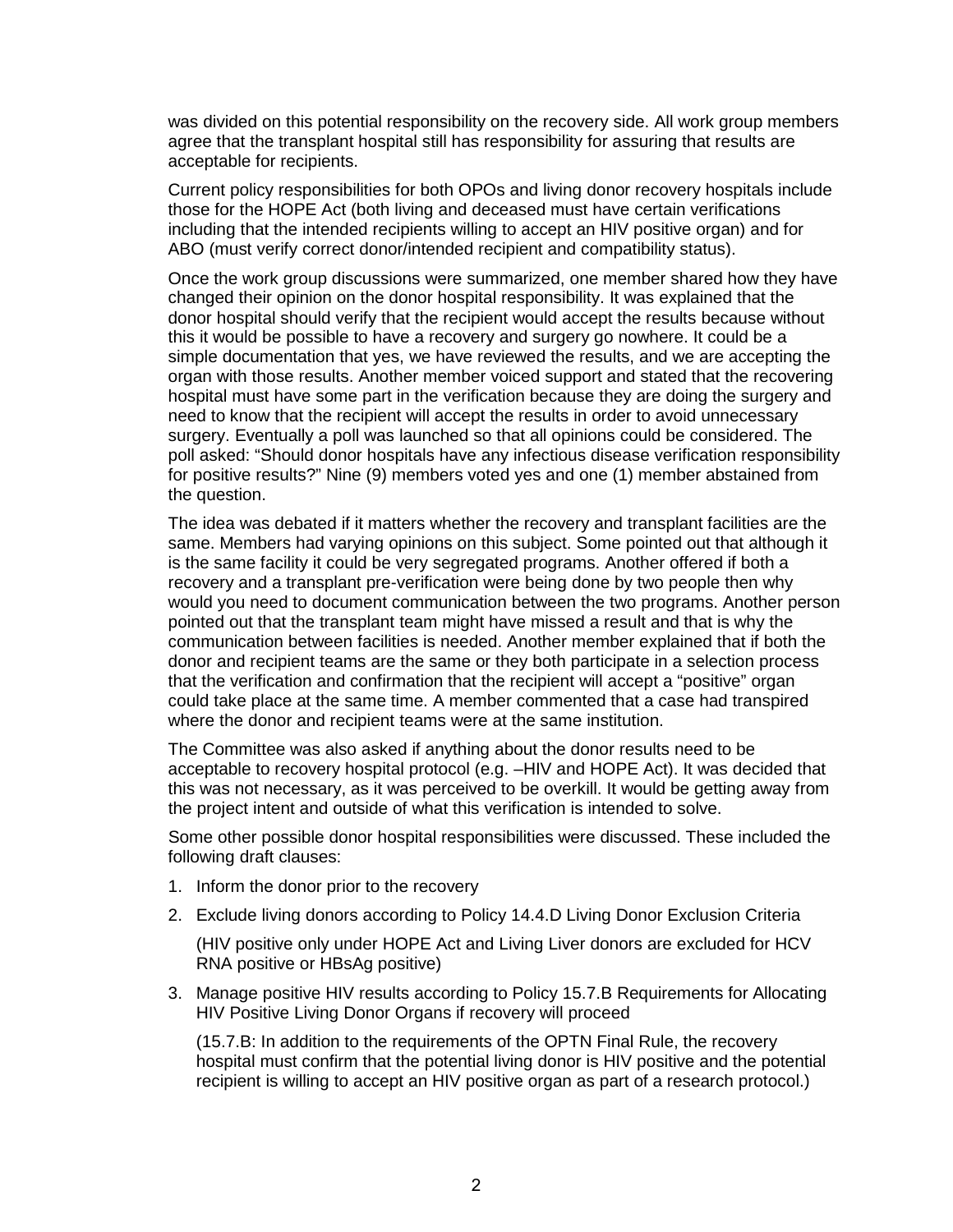was divided on this potential responsibility on the recovery side. All work group members agree that the transplant hospital still has responsibility for assuring that results are acceptable for recipients.

Current policy responsibilities for both OPOs and living donor recovery hospitals include those for the HOPE Act (both living and deceased must have certain verifications including that the intended recipients willing to accept an HIV positive organ) and for ABO (must verify correct donor/intended recipient and compatibility status).

Once the work group discussions were summarized, one member shared how they have changed their opinion on the donor hospital responsibility. It was explained that the donor hospital should verify that the recipient would accept the results because without this it would be possible to have a recovery and surgery go nowhere. It could be a simple documentation that yes, we have reviewed the results, and we are accepting the organ with those results. Another member voiced support and stated that the recovering hospital must have some part in the verification because they are doing the surgery and need to know that the recipient will accept the results in order to avoid unnecessary surgery. Eventually a poll was launched so that all opinions could be considered. The poll asked: "Should donor hospitals have any infectious disease verification responsibility for positive results?" Nine (9) members voted yes and one (1) member abstained from the question.

The idea was debated if it matters whether the recovery and transplant facilities are the same. Members had varying opinions on this subject. Some pointed out that although it is the same facility it could be very segregated programs. Another offered if both a recovery and a transplant pre-verification were being done by two people then why would you need to document communication between the two programs. Another person pointed out that the transplant team might have missed a result and that is why the communication between facilities is needed. Another member explained that if both the donor and recipient teams are the same or they both participate in a selection process that the verification and confirmation that the recipient will accept a "positive" organ could take place at the same time. A member commented that a case had transpired where the donor and recipient teams were at the same institution.

The Committee was also asked if anything about the donor results need to be acceptable to recovery hospital protocol (e.g. –HIV and HOPE Act). It was decided that this was not necessary, as it was perceived to be overkill. It would be getting away from the project intent and outside of what this verification is intended to solve.

Some other possible donor hospital responsibilities were discussed. These included the following draft clauses:

1. Inform the donor prior to the recovery
2. Exclude living donors according to Policy 14.4.D Living Donor Exclusion Criteria

   (HIV positive only under HOPE Act and Living Liver donors are excluded for HCV RNA positive or HBsAg positive)

3. Manage positive HIV results according to Policy 15.7.B Requirements for Allocating HIV Positive Living Donor Organs if recovery will proceed

   (15.7.B: In addition to the requirements of the OPTN Final Rule, the recovery hospital must confirm that the potential living donor is HIV positive and the potential recipient is willing to accept an HIV positive organ as part of a research protocol.)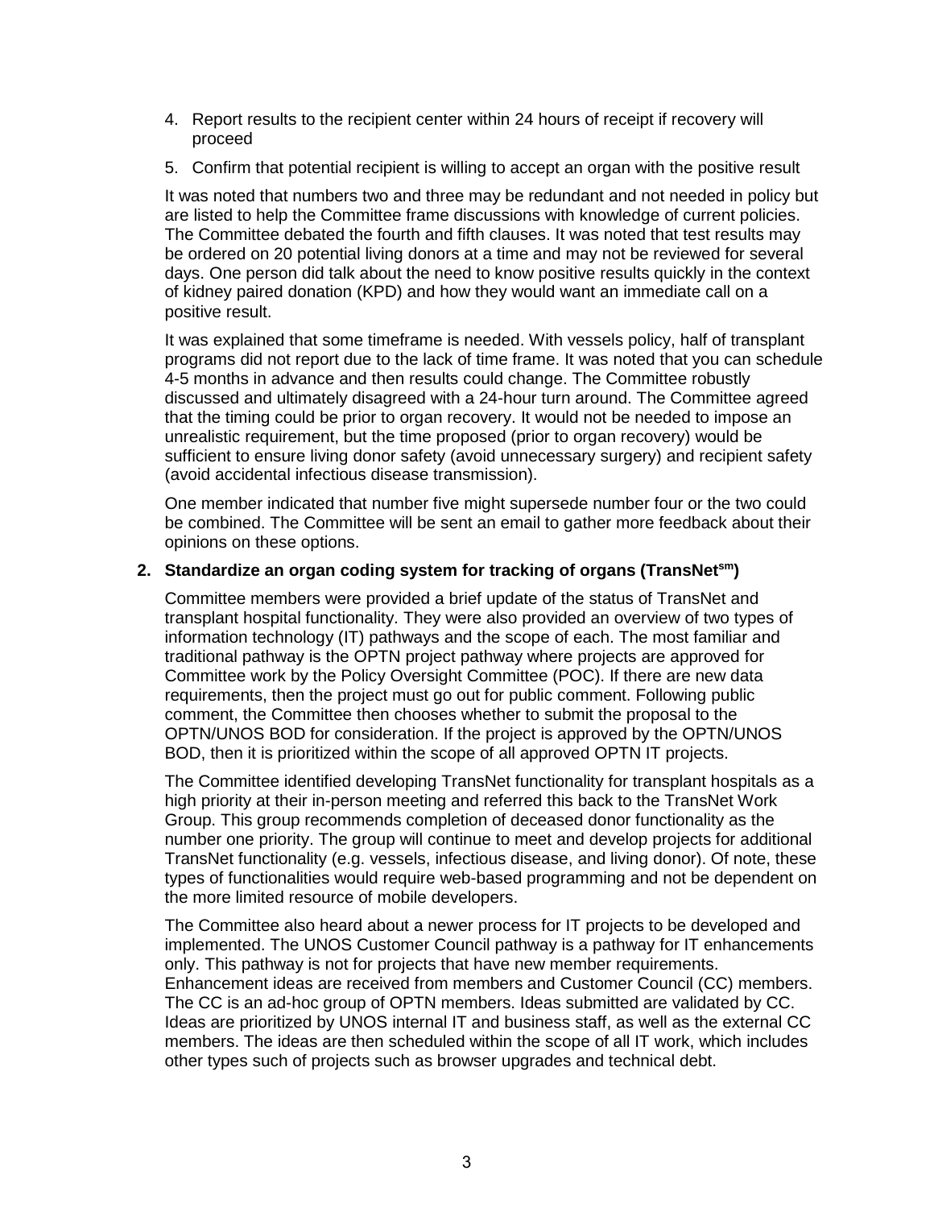4. Report results to the recipient center within 24 hours of receipt if recovery will proceed
5. Confirm that potential recipient is willing to accept an organ with the positive result

It was noted that numbers two and three may be redundant and not needed in policy but are listed to help the Committee frame discussions with knowledge of current policies. The Committee debated the fourth and fifth clauses. It was noted that test results may be ordered on 20 potential living donors at a time and may not be reviewed for several days. One person did talk about the need to know positive results quickly in the context of kidney paired donation (KPD) and how they would want an immediate call on a positive result.

It was explained that some timeframe is needed. With vessels policy, half of transplant programs did not report due to the lack of time frame. It was noted that you can schedule 4-5 months in advance and then results could change. The Committee robustly discussed and ultimately disagreed with a 24-hour turn around. The Committee agreed that the timing could be prior to organ recovery. It would not be needed to impose an unrealistic requirement, but the time proposed (prior to organ recovery) would be sufficient to ensure living donor safety (avoid unnecessary surgery) and recipient safety (avoid accidental infectious disease transmission).

One member indicated that number five might supersede number four or the two could be combined. The Committee will be sent an email to gather more feedback about their opinions on these options.

**2. Standardize an organ coding system for tracking of organs (TransNet[sm])**

Committee members were provided a brief update of the status of TransNet and transplant hospital functionality. They were also provided an overview of two types of information technology (IT) pathways and the scope of each. The most familiar and traditional pathway is the OPTN project pathway where projects are approved for Committee work by the Policy Oversight Committee (POC). If there are new data requirements, then the project must go out for public comment. Following public comment, the Committee then chooses whether to submit the proposal to the OPTN/UNOS BOD for consideration. If the project is approved by the OPTN/UNOS BOD, then it is prioritized within the scope of all approved OPTN IT projects.

The Committee identified developing TransNet functionality for transplant hospitals as a high priority at their in-person meeting and referred this back to the TransNet Work Group. This group recommends completion of deceased donor functionality as the number one priority. The group will continue to meet and develop projects for additional TransNet functionality (e.g. vessels, infectious disease, and living donor). Of note, these types of functionalities would require web-based programming and not be dependent on the more limited resource of mobile developers.

The Committee also heard about a newer process for IT projects to be developed and implemented. The UNOS Customer Council pathway is a pathway for IT enhancements only. This pathway is not for projects that have new member requirements. Enhancement ideas are received from members and Customer Council (CC) members. The CC is an ad-hoc group of OPTN members. Ideas submitted are validated by CC. Ideas are prioritized by UNOS internal IT and business staff, as well as the external CC members. The ideas are then scheduled within the scope of all IT work, which includes other types such of projects such as browser upgrades and technical debt.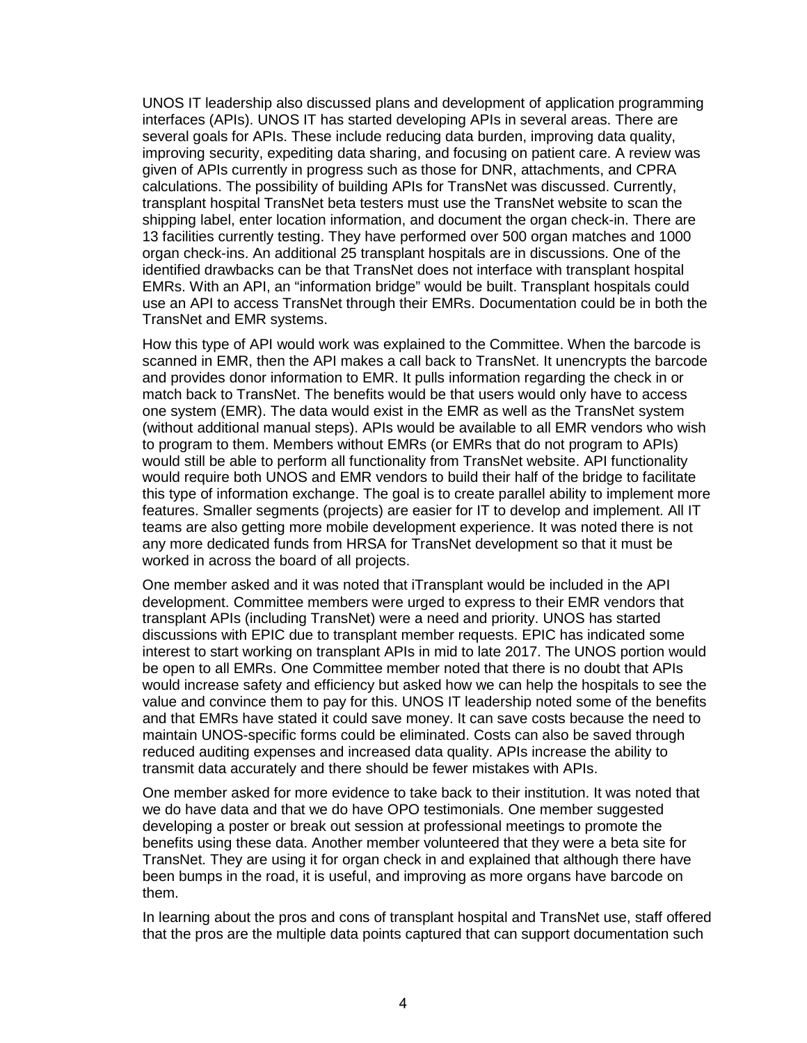UNOS IT leadership also discussed plans and development of application programming interfaces (APIs). UNOS IT has started developing APIs in several areas. There are several goals for APIs. These include reducing data burden, improving data quality, improving security, expediting data sharing, and focusing on patient care. A review was given of APIs currently in progress such as those for DNR, attachments, and CPRA calculations. The possibility of building APIs for TransNet was discussed. Currently, transplant hospital TransNet beta testers must use the TransNet website to scan the shipping label, enter location information, and document the organ check-in. There are 13 facilities currently testing. They have performed over 500 organ matches and 1000 organ check-ins. An additional 25 transplant hospitals are in discussions. One of the identified drawbacks can be that TransNet does not interface with transplant hospital EMRs. With an API, an "information bridge" would be built. Transplant hospitals could use an API to access TransNet through their EMRs. Documentation could be in both the TransNet and EMR systems.

How this type of API would work was explained to the Committee. When the barcode is scanned in EMR, then the API makes a call back to TransNet. It unencrypts the barcode and provides donor information to EMR. It pulls information regarding the check in or match back to TransNet. The benefits would be that users would only have to access one system (EMR). The data would exist in the EMR as well as the TransNet system (without additional manual steps). APIs would be available to all EMR vendors who wish to program to them. Members without EMRs (or EMRs that do not program to APIs) would still be able to perform all functionality from TransNet website. API functionality would require both UNOS and EMR vendors to build their half of the bridge to facilitate this type of information exchange. The goal is to create parallel ability to implement more features. Smaller segments (projects) are easier for IT to develop and implement. All IT teams are also getting more mobile development experience. It was noted there is not any more dedicated funds from HRSA for TransNet development so that it must be worked in across the board of all projects.

One member asked and it was noted that iTransplant would be included in the API development. Committee members were urged to express to their EMR vendors that transplant APIs (including TransNet) were a need and priority. UNOS has started discussions with EPIC due to transplant member requests. EPIC has indicated some interest to start working on transplant APIs in mid to late 2017. The UNOS portion would be open to all EMRs. One Committee member noted that there is no doubt that APIs would increase safety and efficiency but asked how we can help the hospitals to see the value and convince them to pay for this. UNOS IT leadership noted some of the benefits and that EMRs have stated it could save money. It can save costs because the need to maintain UNOS-specific forms could be eliminated. Costs can also be saved through reduced auditing expenses and increased data quality. APIs increase the ability to transmit data accurately and there should be fewer mistakes with APIs.

One member asked for more evidence to take back to their institution. It was noted that we do have data and that we do have OPO testimonials. One member suggested developing a poster or break out session at professional meetings to promote the benefits using these data. Another member volunteered that they were a beta site for TransNet. They are using it for organ check in and explained that although there have been bumps in the road, it is useful, and improving as more organs have barcode on them.

In learning about the pros and cons of transplant hospital and TransNet use, staff offered that the pros are the multiple data points captured that can support documentation such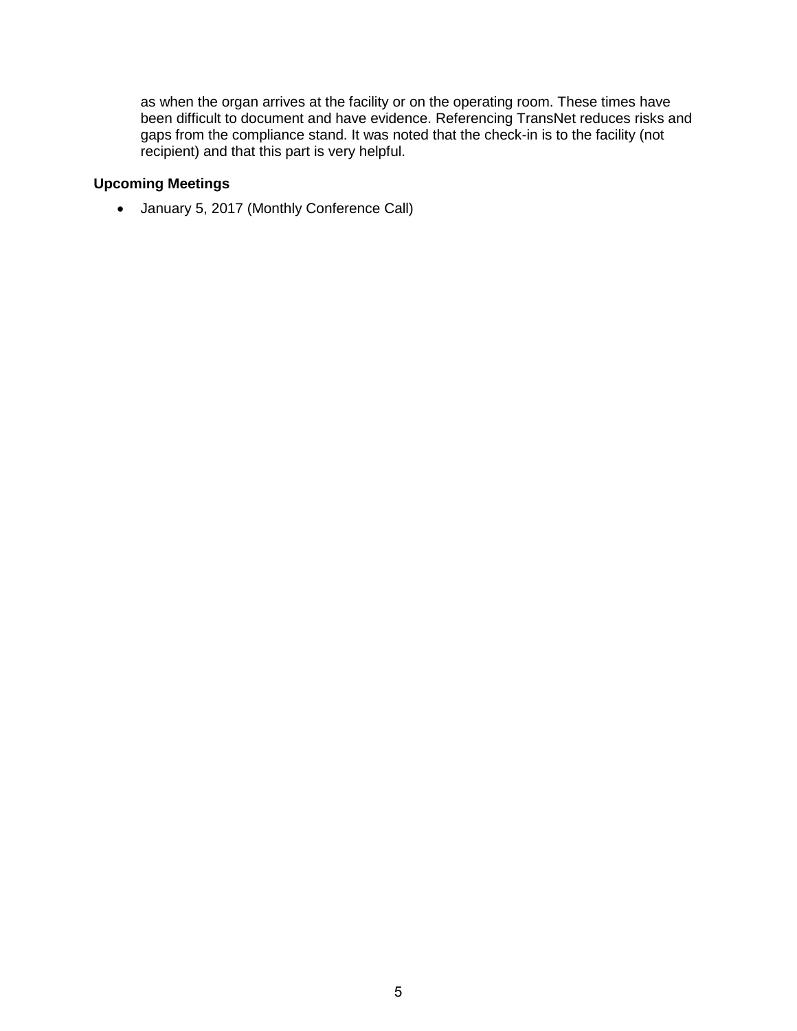as when the organ arrives at the facility or on the operating room. These times have been difficult to document and have evidence. Referencing TransNet reduces risks and gaps from the compliance stand. It was noted that the check-in is to the facility (not recipient) and that this part is very helpful.

### Upcoming Meetings

- January 5, 2017 (Monthly Conference Call)